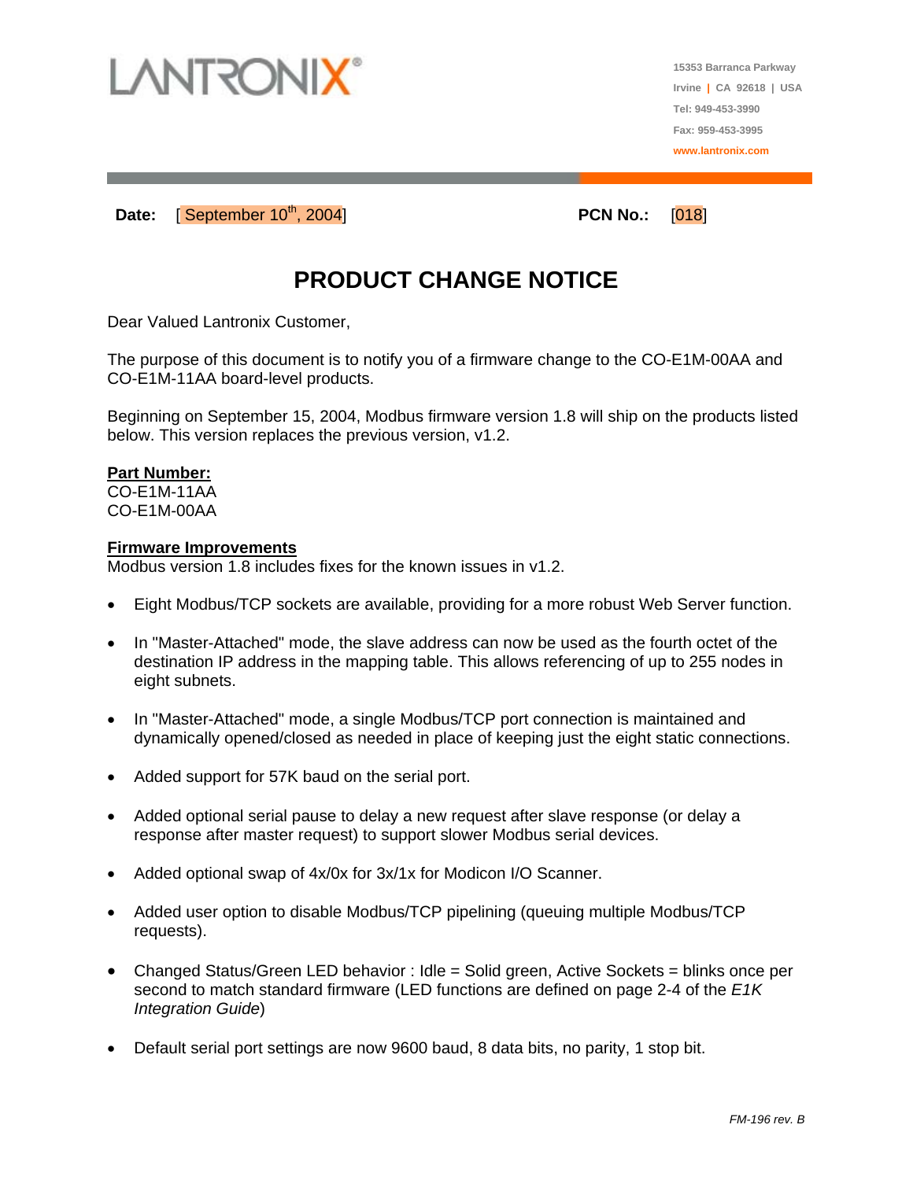LANTRONIX

15353 Barranca Parkway
Irvine | CA 92618 | USA
Tel: 949-453-3990
Fax: 959-453-3995
www.lantronix.com

**Date:** [September 10th, 2004] **PCN No.:** [018]

# PRODUCT CHANGE NOTICE

Dear Valued Lantronix Customer,

The purpose of this document is to notify you of a firmware change to the CO-E1M-00AA and CO-E1M-11AA board-level products.

Beginning on September 15, 2004, Modbus firmware version 1.8 will ship on the products listed below. This version replaces the previous version, v1.2.

**Part Number:**
CO-E1M-11AA
CO-E1M-00AA

**Firmware Improvements**
Modbus version 1.8 includes fixes for the known issues in v1.2.

- Eight Modbus/TCP sockets are available, providing for a more robust Web Server function.
- In "Master-Attached" mode, the slave address can now be used as the fourth octet of the destination IP address in the mapping table. This allows referencing of up to 255 nodes in eight subnets.
- In "Master-Attached" mode, a single Modbus/TCP port connection is maintained and dynamically opened/closed as needed in place of keeping just the eight static connections.
- Added support for 57K baud on the serial port.
- Added optional serial pause to delay a new request after slave response (or delay a response after master request) to support slower Modbus serial devices.
- Added optional swap of 4x/0x for 3x/1x for Modicon I/O Scanner.
- Added user option to disable Modbus/TCP pipelining (queuing multiple Modbus/TCP requests).
- Changed Status/Green LED behavior : Idle = Solid green, Active Sockets = blinks once per second to match standard firmware (LED functions are defined on page 2-4 of the *E1K Integration Guide*)
- Default serial port settings are now 9600 baud, 8 data bits, no parity, 1 stop bit.

*FM-196 rev. B*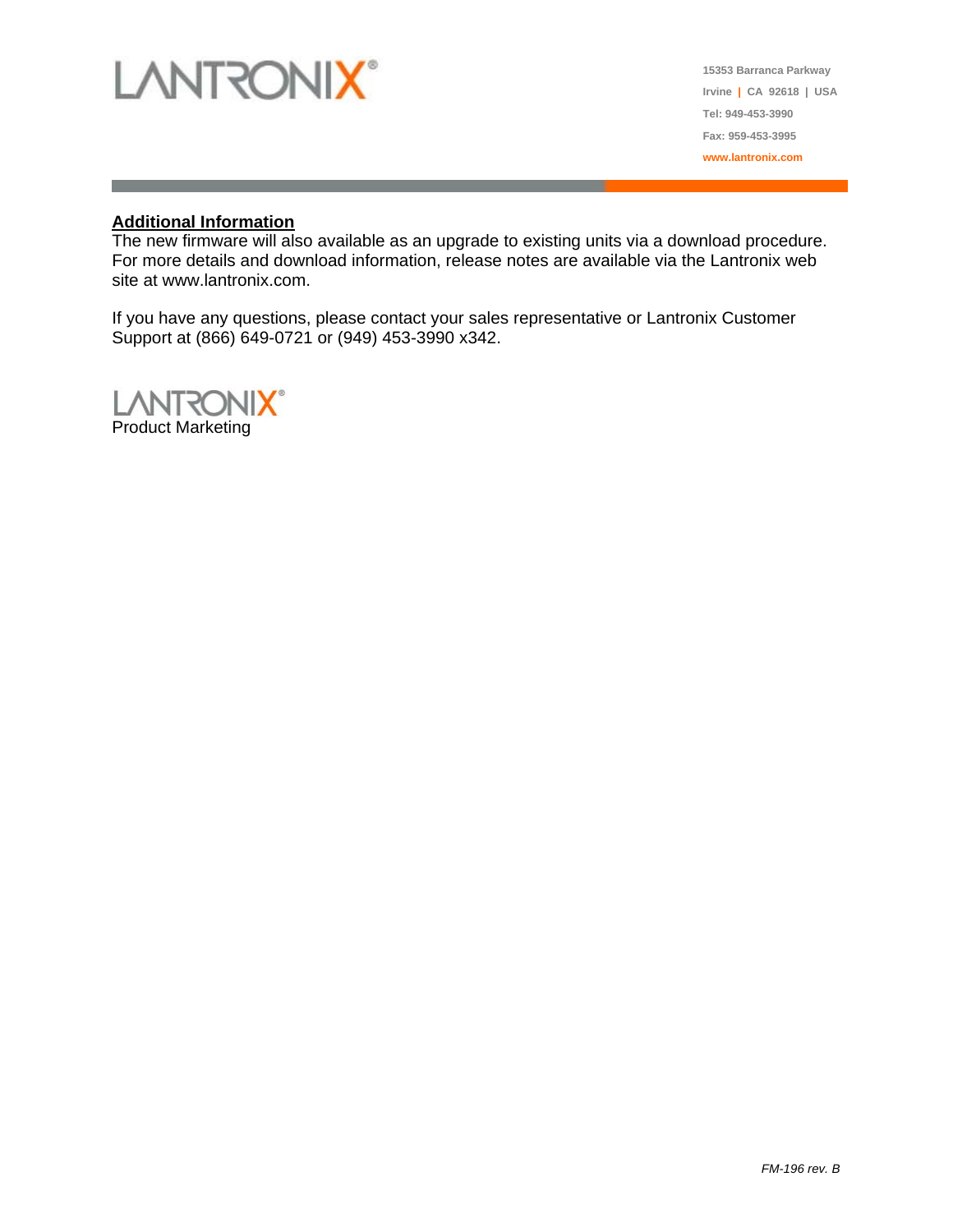LANTRONIX®

15353 Barranca Parkway
Irvine | CA 92618 | USA
Tel: 949-453-3990
Fax: 959-453-3995
www.lantronix.com

**Additional Information**

The new firmware will also available as an upgrade to existing units via a download procedure. For more details and download information, release notes are available via the Lantronix web site at www.lantronix.com.

If you have any questions, please contact your sales representative or Lantronix Customer Support at (866) 649-0721 or (949) 453-3990 x342.

LANTRONIX®
Product Marketing

*FM-196 rev. B*